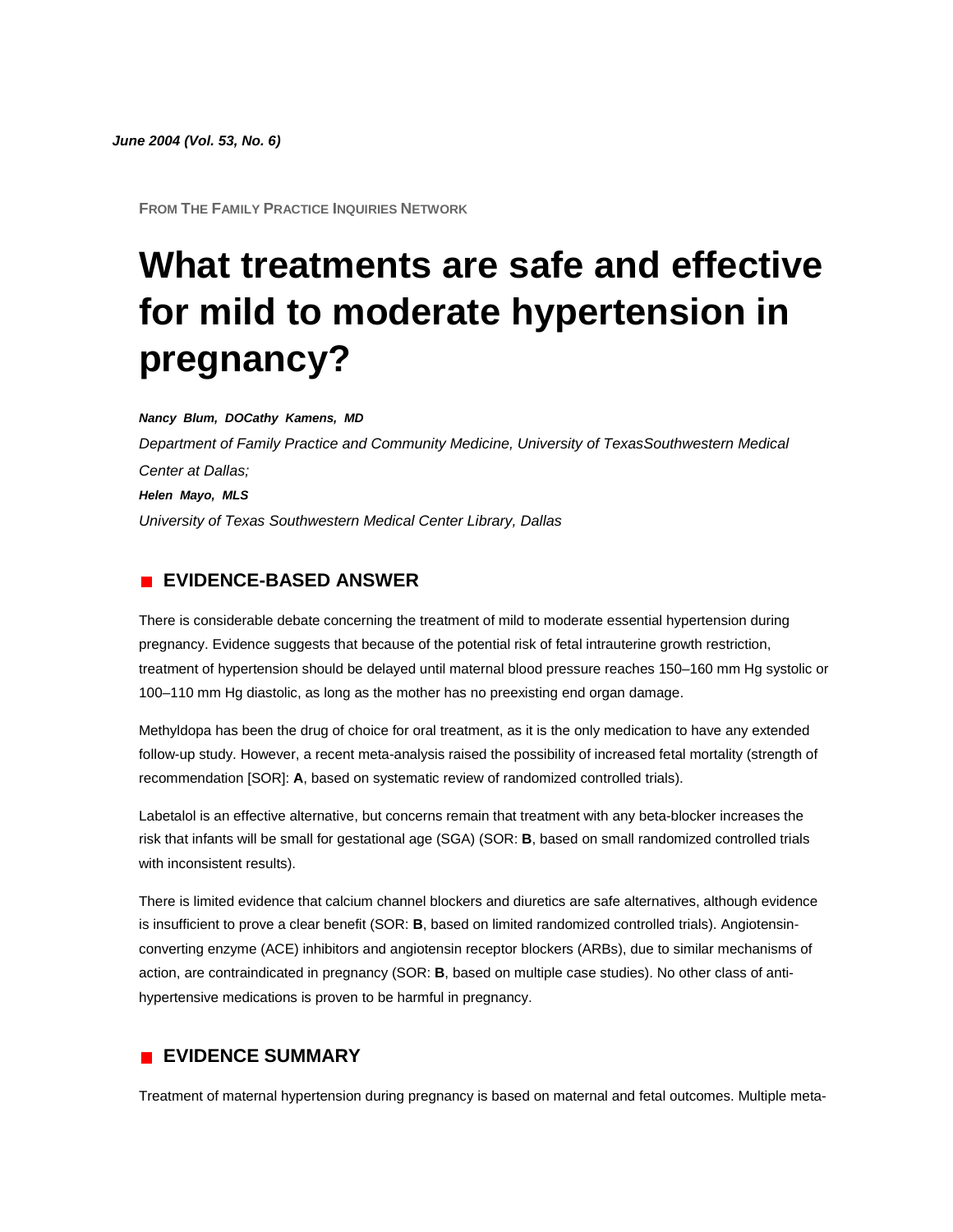*June 2004 (Vol. 53, No. 6)*

FROM THE FAMILY PRACTICE INQUIRIES NETWORK

# What treatments are safe and effective for mild to moderate hypertension in pregnancy?

***Nancy Blum, DOCathy Kamens, MD***

*Department of Family Practice and Community Medicine, University of TexasSouthwestern Medical Center at Dallas;*

***Helen Mayo, MLS***

*University of Texas Southwestern Medical Center Library, Dallas*

## EVIDENCE-BASED ANSWER

There is considerable debate concerning the treatment of mild to moderate essential hypertension during pregnancy. Evidence suggests that because of the potential risk of fetal intrauterine growth restriction, treatment of hypertension should be delayed until maternal blood pressure reaches 150–160 mm Hg systolic or 100–110 mm Hg diastolic, as long as the mother has no preexisting end organ damage.

Methyldopa has been the drug of choice for oral treatment, as it is the only medication to have any extended follow-up study. However, a recent meta-analysis raised the possibility of increased fetal mortality (strength of recommendation [SOR]: **A**, based on systematic review of randomized controlled trials).

Labetalol is an effective alternative, but concerns remain that treatment with any beta-blocker increases the risk that infants will be small for gestational age (SGA) (SOR: **B**, based on small randomized controlled trials with inconsistent results).

There is limited evidence that calcium channel blockers and diuretics are safe alternatives, although evidence is insufficient to prove a clear benefit (SOR: **B**, based on limited randomized controlled trials). Angiotensin-converting enzyme (ACE) inhibitors and angiotensin receptor blockers (ARBs), due to similar mechanisms of action, are contraindicated in pregnancy (SOR: **B**, based on multiple case studies). No other class of anti-hypertensive medications is proven to be harmful in pregnancy.

## EVIDENCE SUMMARY

Treatment of maternal hypertension during pregnancy is based on maternal and fetal outcomes. Multiple meta-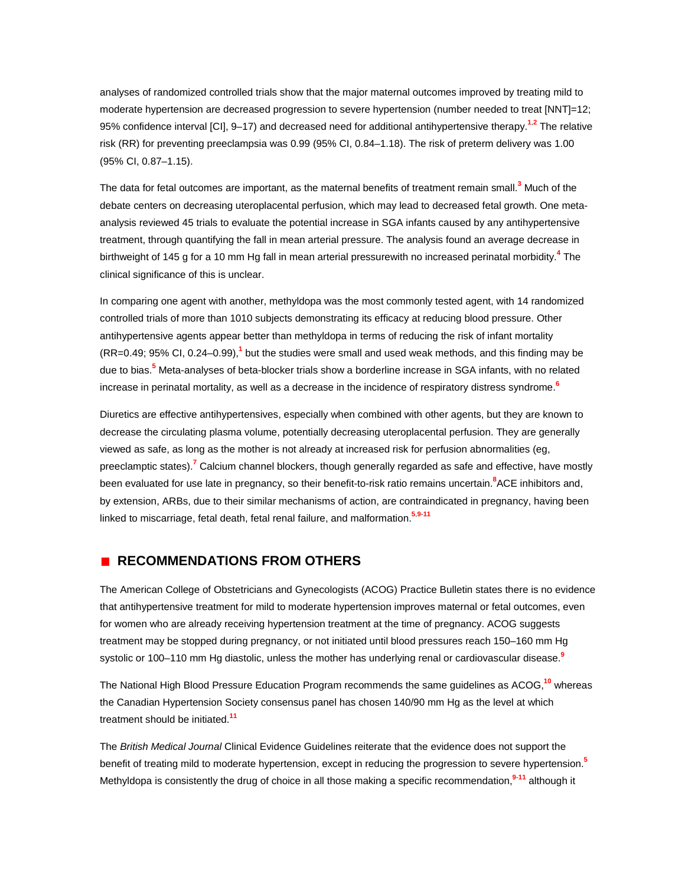analyses of randomized controlled trials show that the major maternal outcomes improved by treating mild to moderate hypertension are decreased progression to severe hypertension (number needed to treat [NNT]=12; 95% confidence interval [CI], 9–17) and decreased need for additional antihypertensive therapy.[1,2] The relative risk (RR) for preventing preeclampsia was 0.99 (95% CI, 0.84–1.18). The risk of preterm delivery was 1.00 (95% CI, 0.87–1.15).

The data for fetal outcomes are important, as the maternal benefits of treatment remain small.[3] Much of the debate centers on decreasing uteroplacental perfusion, which may lead to decreased fetal growth. One meta-analysis reviewed 45 trials to evaluate the potential increase in SGA infants caused by any antihypertensive treatment, through quantifying the fall in mean arterial pressure. The analysis found an average decrease in birthweight of 145 g for a 10 mm Hg fall in mean arterial pressurewith no increased perinatal morbidity.[4] The clinical significance of this is unclear.

In comparing one agent with another, methyldopa was the most commonly tested agent, with 14 randomized controlled trials of more than 1010 subjects demonstrating its efficacy at reducing blood pressure. Other antihypertensive agents appear better than methyldopa in terms of reducing the risk of infant mortality (RR=0.49; 95% CI, 0.24–0.99),[1] but the studies were small and used weak methods, and this finding may be due to bias.[5] Meta-analyses of beta-blocker trials show a borderline increase in SGA infants, with no related increase in perinatal mortality, as well as a decrease in the incidence of respiratory distress syndrome.[6]

Diuretics are effective antihypertensives, especially when combined with other agents, but they are known to decrease the circulating plasma volume, potentially decreasing uteroplacental perfusion. They are generally viewed as safe, as long as the mother is not already at increased risk for perfusion abnormalities (eg, preeclamptic states).[7] Calcium channel blockers, though generally regarded as safe and effective, have mostly been evaluated for use late in pregnancy, so their benefit-to-risk ratio remains uncertain.[8]ACE inhibitors and, by extension, ARBs, due to their similar mechanisms of action, are contraindicated in pregnancy, having been linked to miscarriage, fetal death, fetal renal failure, and malformation.[5,9-11]

## RECOMMENDATIONS FROM OTHERS

The American College of Obstetricians and Gynecologists (ACOG) Practice Bulletin states there is no evidence that antihypertensive treatment for mild to moderate hypertension improves maternal or fetal outcomes, even for women who are already receiving hypertension treatment at the time of pregnancy. ACOG suggests treatment may be stopped during pregnancy, or not initiated until blood pressures reach 150–160 mm Hg systolic or 100–110 mm Hg diastolic, unless the mother has underlying renal or cardiovascular disease.[9]

The National High Blood Pressure Education Program recommends the same guidelines as ACOG,[10] whereas the Canadian Hypertension Society consensus panel has chosen 140/90 mm Hg as the level at which treatment should be initiated.[11]

The *British Medical Journal* Clinical Evidence Guidelines reiterate that the evidence does not support the benefit of treating mild to moderate hypertension, except in reducing the progression to severe hypertension.[5] Methyldopa is consistently the drug of choice in all those making a specific recommendation,[9-11] although it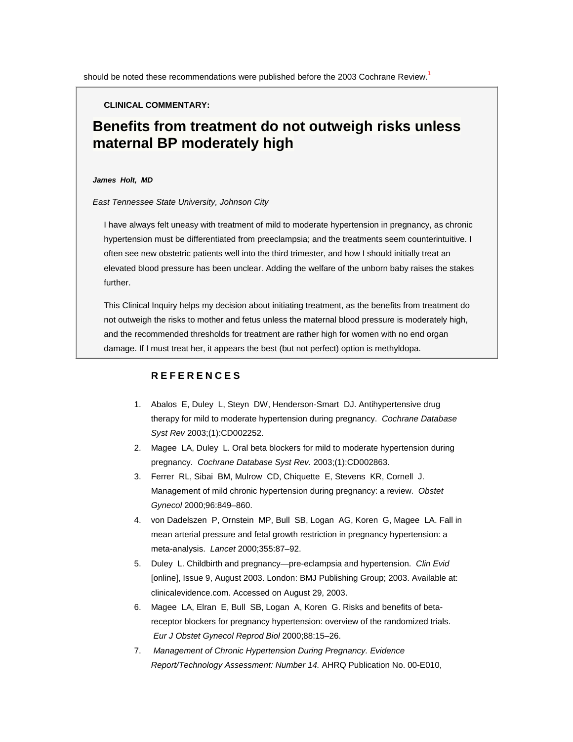should be noted these recommendations were published before the 2003 Cochrane Review.[1]

**CLINICAL COMMENTARY:**

## Benefits from treatment do not outweigh risks unless maternal BP moderately high

***James Holt, MD***

*East Tennessee State University, Johnson City*

I have always felt uneasy with treatment of mild to moderate hypertension in pregnancy, as chronic hypertension must be differentiated from preeclampsia; and the treatments seem counterintuitive. I often see new obstetric patients well into the third trimester, and how I should initially treat an elevated blood pressure has been unclear. Adding the welfare of the unborn baby raises the stakes further.

This Clinical Inquiry helps my decision about initiating treatment, as the benefits from treatment do not outweigh the risks to mother and fetus unless the maternal blood pressure is moderately high, and the recommended thresholds for treatment are rather high for women with no end organ damage. If I must treat her, it appears the best (but not perfect) option is methyldopa.

### REFERENCES

1. Abalos E, Duley L, Steyn DW, Henderson-Smart DJ. Antihypertensive drug therapy for mild to moderate hypertension during pregnancy. *Cochrane Database Syst Rev* 2003;(1):CD002252.
2. Magee LA, Duley L. Oral beta blockers for mild to moderate hypertension during pregnancy. *Cochrane Database Syst Rev.* 2003;(1):CD002863.
3. Ferrer RL, Sibai BM, Mulrow CD, Chiquette E, Stevens KR, Cornell J. Management of mild chronic hypertension during pregnancy: a review. *Obstet Gynecol* 2000;96:849–860.
4. von Dadelszen P, Ornstein MP, Bull SB, Logan AG, Koren G, Magee LA. Fall in mean arterial pressure and fetal growth restriction in pregnancy hypertension: a meta-analysis. *Lancet* 2000;355:87–92.
5. Duley L. Childbirth and pregnancy—pre-eclampsia and hypertension. *Clin Evid* [online], Issue 9, August 2003. London: BMJ Publishing Group; 2003. Available at: clinicalevidence.com. Accessed on August 29, 2003.
6. Magee LA, Elran E, Bull SB, Logan A, Koren G. Risks and benefits of beta-receptor blockers for pregnancy hypertension: overview of the randomized trials. *Eur J Obstet Gynecol Reprod Biol* 2000;88:15–26.
7. *Management of Chronic Hypertension During Pregnancy. Evidence Report/Technology Assessment: Number 14.* AHRQ Publication No. 00-E010,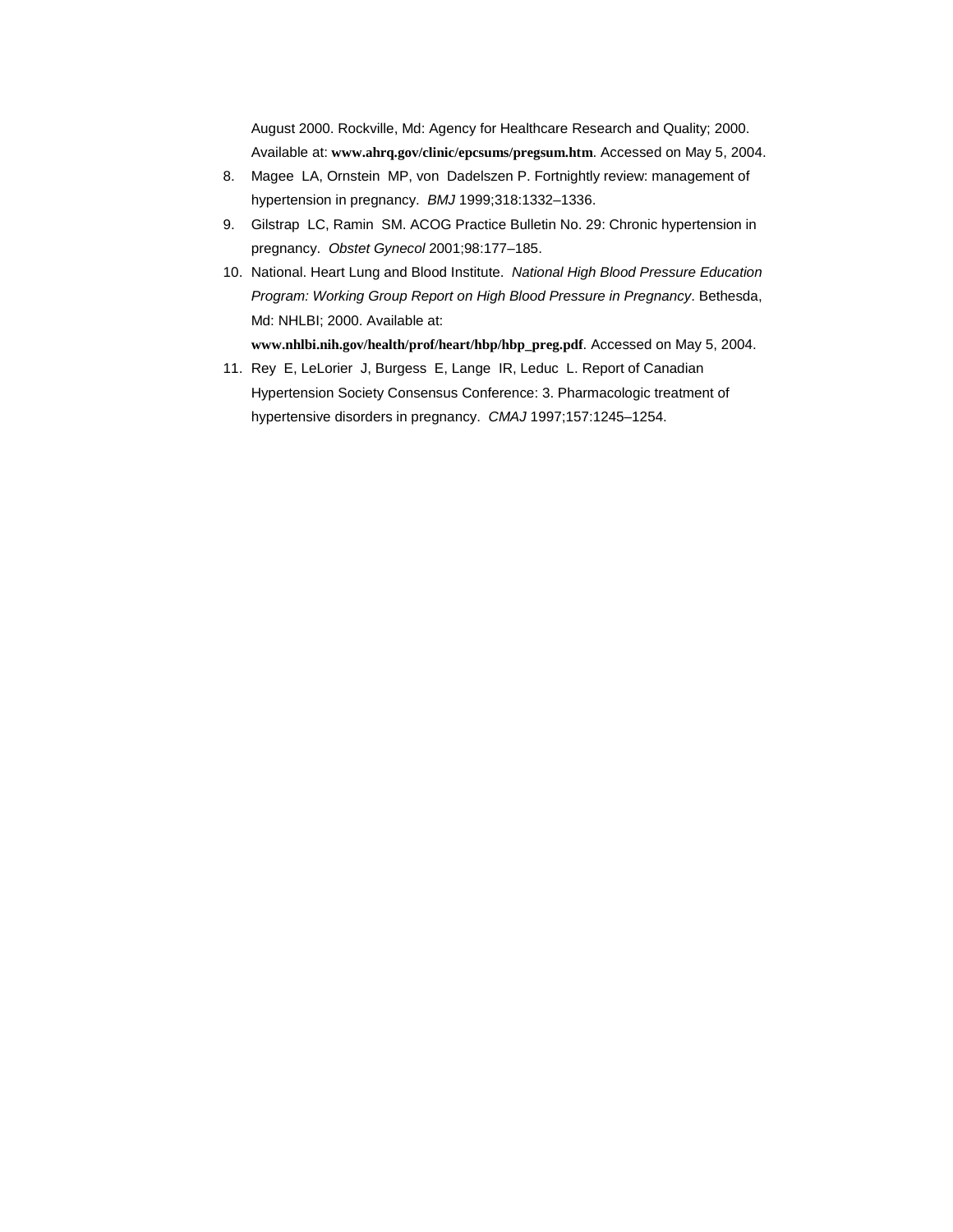August 2000. Rockville, Md: Agency for Healthcare Research and Quality; 2000. Available at: **www.ahrq.gov/clinic/epcsums/pregsum.htm**. Accessed on May 5, 2004.

8. Magee LA, Ornstein MP, von Dadelszen P. Fortnightly review: management of hypertension in pregnancy. *BMJ* 1999;318:1332–1336.
9. Gilstrap LC, Ramin SM. ACOG Practice Bulletin No. 29: Chronic hypertension in pregnancy. *Obstet Gynecol* 2001;98:177–185.
10. National. Heart Lung and Blood Institute. *National High Blood Pressure Education Program: Working Group Report on High Blood Pressure in Pregnancy*. Bethesda, Md: NHLBI; 2000. Available at: **www.nhlbi.nih.gov/health/prof/heart/hbp/hbp_preg.pdf**. Accessed on May 5, 2004.
11. Rey E, LeLorier J, Burgess E, Lange IR, Leduc L. Report of Canadian Hypertension Society Consensus Conference: 3. Pharmacologic treatment of hypertensive disorders in pregnancy. *CMAJ* 1997;157:1245–1254.